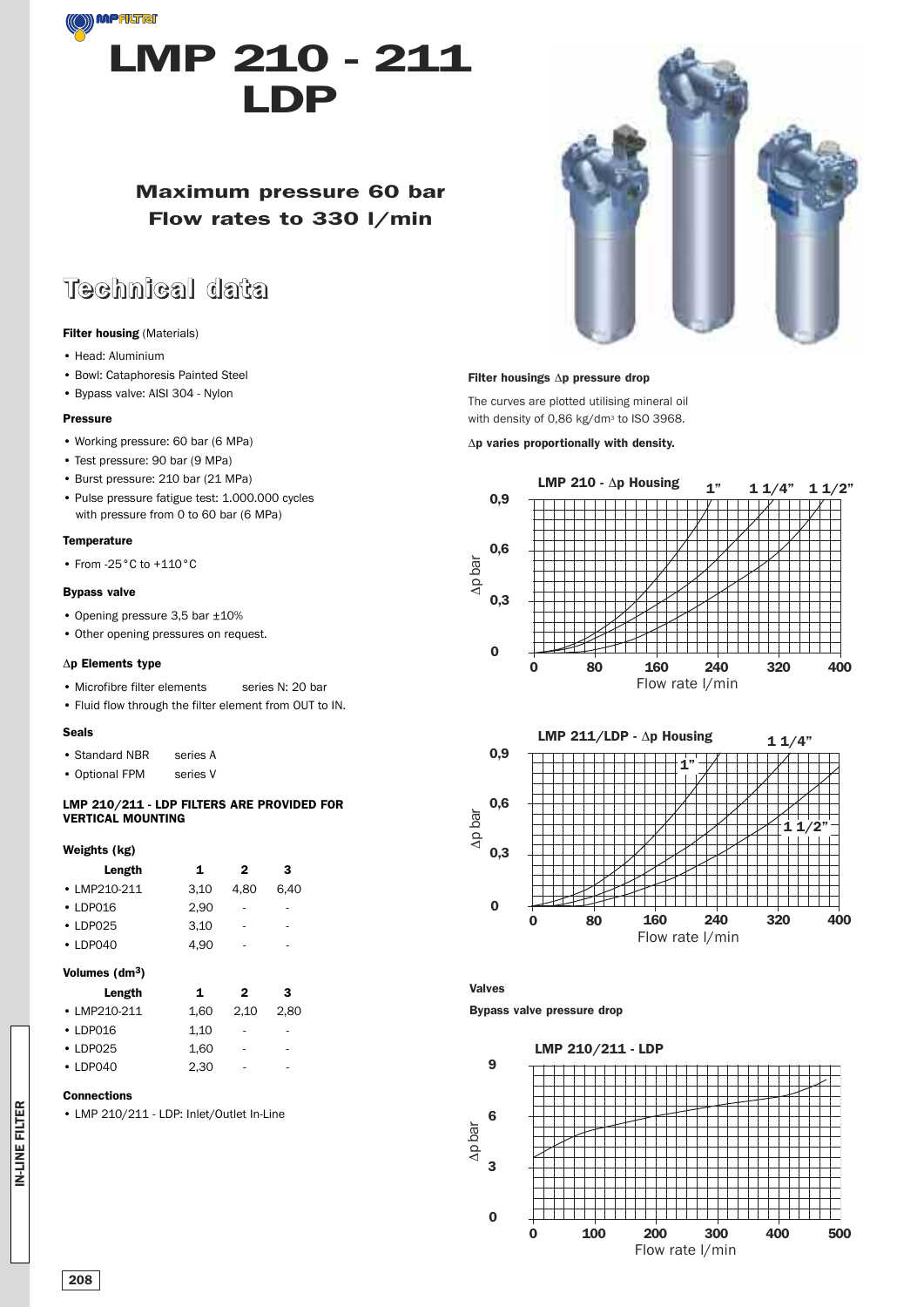# LMP 210 - 211 LDP

## Maximum pressure 60 bar
## Flow rates to 330 l/min

## Technical data

**Filter housing** (Materials)

- Head: Aluminium
- Bowl: Cataphoresis Painted Steel
- Bypass valve: AISI 304 - Nylon

**Pressure**

- Working pressure: 60 bar (6 MPa)
- Test pressure: 90 bar (9 MPa)
- Burst pressure: 210 bar (21 MPa)
- Pulse pressure fatigue test: 1.000.000 cycles with pressure from 0 to 60 bar (6 MPa)

**Temperature**

- From -25°C to +110°C

**Bypass valve**

- Opening pressure 3,5 bar ±10%
- Other opening pressures on request.

**Δp Elements type**

- Microfibre filter elements series N: 20 bar
- Fluid flow through the filter element from OUT to IN.

**Seals**

- Standard NBR series A
- Optional FPM series V

**LMP 210/211 - LDP FILTERS ARE PROVIDED FOR VERTICAL MOUNTING**

**Weights (kg)**

| Length | 1 | 2 | 3 |
|---|---|---|---|
| LMP210-211 | 3,10 | 4,80 | 6,40 |
| LDP016 | 2,90 | - | - |
| LDP025 | 3,10 | - | - |
| LDP040 | 4,90 | - | - |

**Volumes (dm³)**

| Length | 1 | 2 | 3 |
|---|---|---|---|
| LMP210-211 | 1,60 | 2,10 | 2,80 |
| LDP016 | 1,10 | - | - |
| LDP025 | 1,60 | - | - |
| LDP040 | 2,30 | - | - |

**Connections**

- LMP 210/211 - LDP: Inlet/Outlet In-Line

**Filter housings Δp pressure drop**

The curves are plotted utilising mineral oil with density of 0,86 kg/dm³ to ISO 3968.

**Δp varies proportionally with density.**

LMP 210 - Δp Housing (1", 1 1/4", 1 1/2"; Δp bar vs Flow rate l/min)

LMP 211/LDP - Δp Housing (1", 1 1/4", 1 1/2"; Δp bar vs Flow rate l/min)

**Valves**

**Bypass valve pressure drop**

LMP 210/211 - LDP (Δp bar vs Flow rate l/min)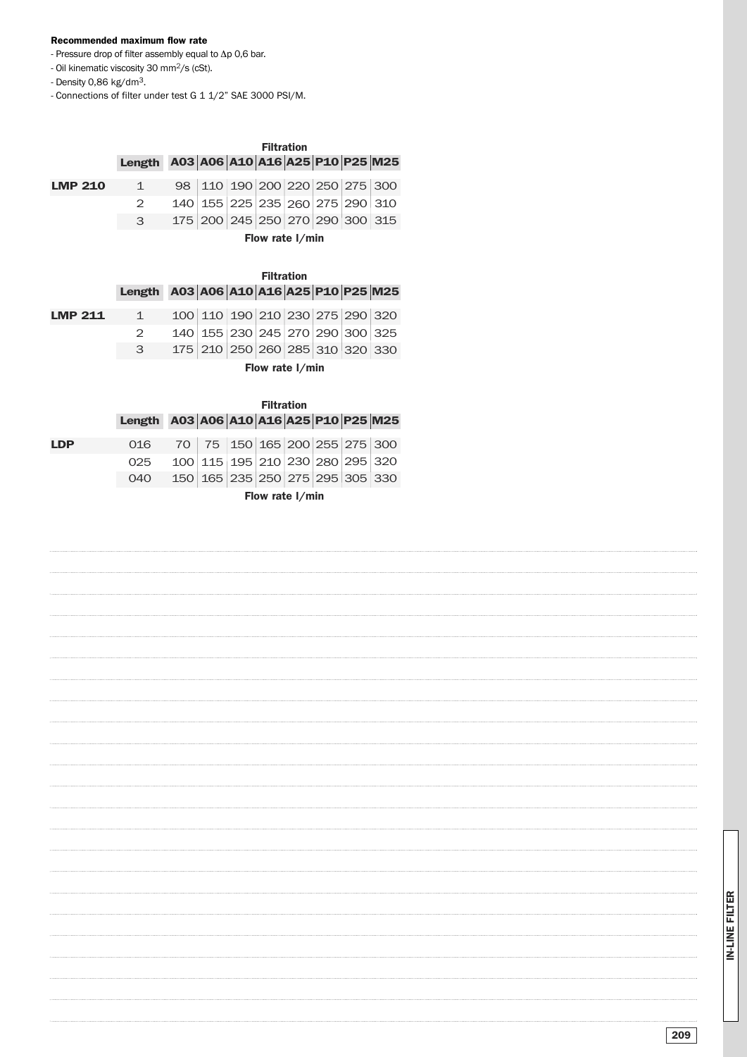**Recommended maximum flow rate**

- Pressure drop of filter assembly equal to $\Delta p$ 0,6 bar.
- Oil kinematic viscosity 30 $mm^2/s$ (cSt).
- Density 0,86 $kg/dm^3$.
- Connections of filter under test G 1 1/2" SAE 3000 PSI/M.

| | | Filtration | | | | | | | |
|---|---|---|---|---|---|---|---|---|---|
| | Length | A03 | A06 | A10 | A16 | A25 | P10 | P25 | M25 |
| **LMP 210** | 1 | 98 | 110 | 190 | 200 | 220 | 250 | 275 | 300 |
| | 2 | 140 | 155 | 225 | 235 | 260 | 275 | 290 | 310 |
| | 3 | 175 | 200 | 245 | 250 | 270 | 290 | 300 | 315 |

**Flow rate l/min**

| | | Filtration | | | | | | | |
|---|---|---|---|---|---|---|---|---|---|
| | Length | A03 | A06 | A10 | A16 | A25 | P10 | P25 | M25 |
| **LMP 211** | 1 | 100 | 110 | 190 | 210 | 230 | 275 | 290 | 320 |
| | 2 | 140 | 155 | 230 | 245 | 270 | 290 | 300 | 325 |
| | 3 | 175 | 210 | 250 | 260 | 285 | 310 | 320 | 330 |

**Flow rate l/min**

| | | Filtration | | | | | | | |
|---|---|---|---|---|---|---|---|---|---|
| | Length | A03 | A06 | A10 | A16 | A25 | P10 | P25 | M25 |
| **LDP** | 016 | 70 | 75 | 150 | 165 | 200 | 255 | 275 | 300 |
| | 025 | 100 | 115 | 195 | 210 | 230 | 280 | 295 | 320 |
| | 040 | 150 | 165 | 235 | 250 | 275 | 295 | 305 | 330 |

**Flow rate l/min**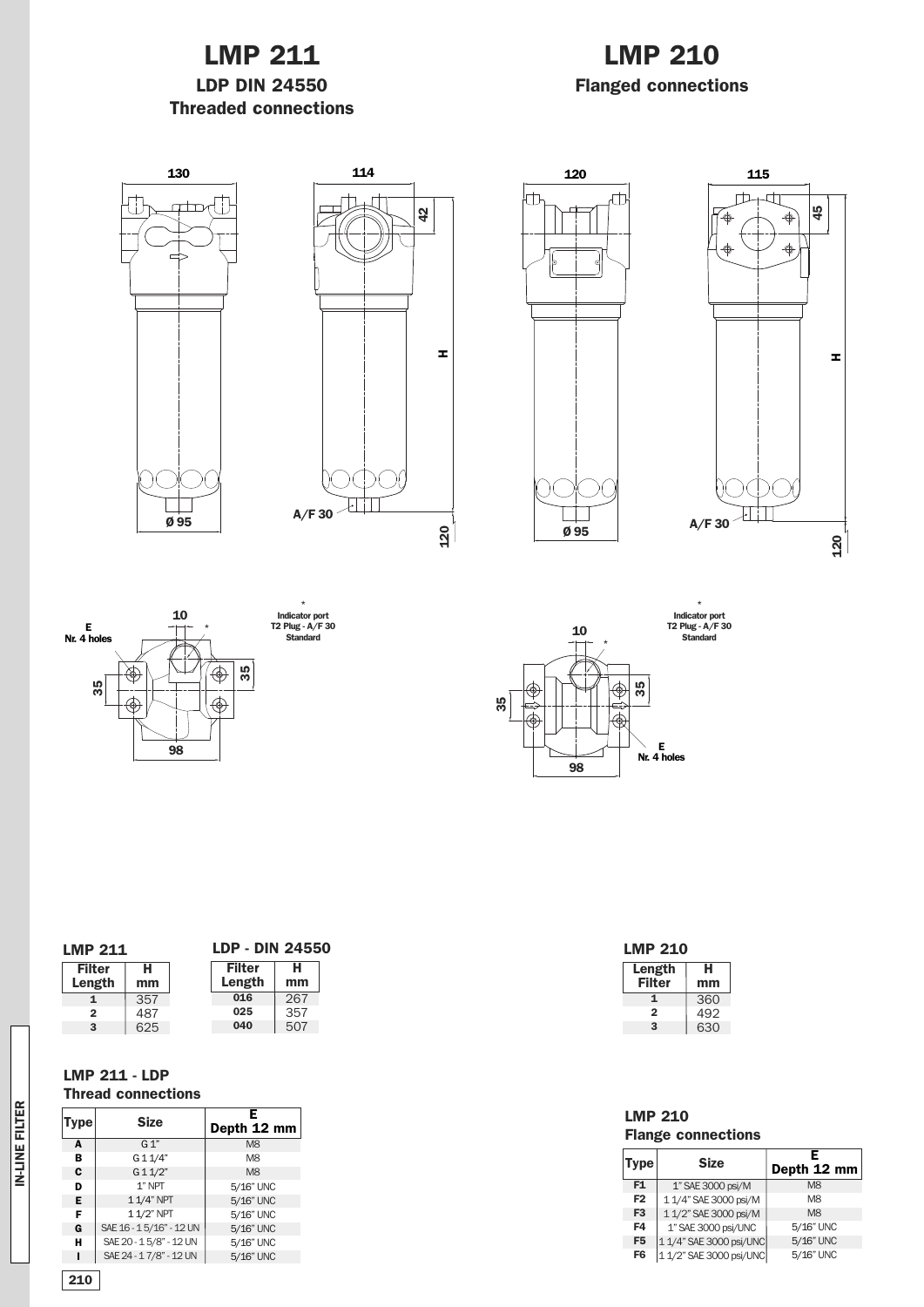# LMP 211

## LDP DIN 24550

## Threaded connections

# LMP 210

## Flanged connections

130 114 42 H Ø 95 A/F 30 120

120 115 45 H Ø 95 A/F 30 120

E
Nr. 4 holes 10 35 35 98

\* Indicator port T2 Plug - A/F 30 Standard

10 35 35 98 E Nr. 4 holes

\* Indicator port T2 Plug - A/F 30 Standard

**LMP 211**

| Filter Length | H mm |
|---|---|
| 1 | 357 |
| 2 | 487 |
| 3 | 625 |

**LDP - DIN 24550**

| Filter Length | H mm |
|---|---|
| 016 | 267 |
| 025 | 357 |
| 040 | 507 |

**LMP 210**

| Length Filter | H mm |
|---|---|
| 1 | 360 |
| 2 | 492 |
| 3 | 630 |

**LMP 211 - LDP**
**Thread connections**

| Type | Size | E Depth 12 mm |
|---|---|---|
| A | G 1" | M8 |
| B | G 1 1/4" | M8 |
| C | G 1 1/2" | M8 |
| D | 1" NPT | 5/16" UNC |
| E | 1 1/4" NPT | 5/16" UNC |
| F | 1 1/2" NPT | 5/16" UNC |
| G | SAE 16 - 1 5/16" - 12 UN | 5/16" UNC |
| H | SAE 20 - 1 5/8" - 12 UN | 5/16" UNC |
| I | SAE 24 - 1 7/8" - 12 UN | 5/16" UNC |

**LMP 210**
**Flange connections**

| Type | Size | E Depth 12 mm |
|---|---|---|
| F1 | 1" SAE 3000 psi/M | M8 |
| F2 | 1 1/4" SAE 3000 psi/M | M8 |
| F3 | 1 1/2" SAE 3000 psi/M | M8 |
| F4 | 1" SAE 3000 psi/UNC | 5/16" UNC |
| F5 | 1 1/4" SAE 3000 psi/UNC | 5/16" UNC |
| F6 | 1 1/2" SAE 3000 psi/UNC | 5/16" UNC |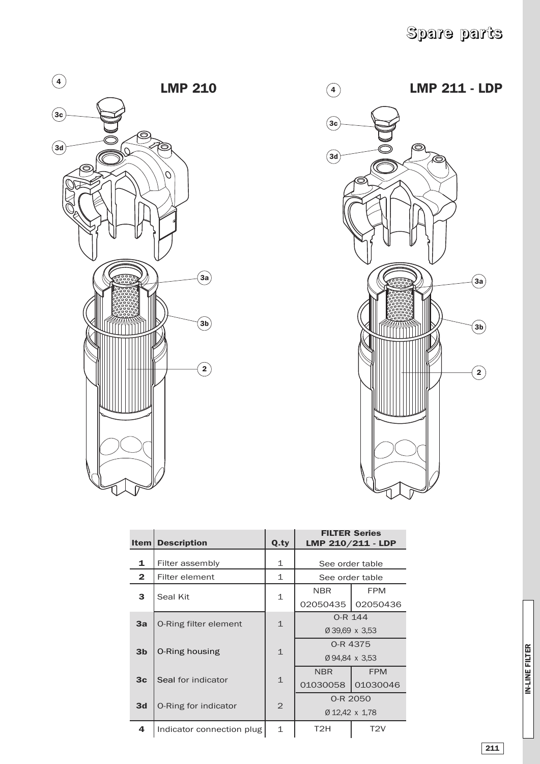# Spare parts

## LMP 210

## LMP 211 - LDP

| Item | Description | Q.ty | FILTER Series LMP 210/211 - LDP | |
|---|---|---|---|---|
| **1** | Filter assembly | 1 | See order table | |
| **2** | Filter element | 1 | See order table | |
| **3** | Seal Kit | 1 | NBR 02050435 | FPM 02050436 |
| **3a** | O-Ring filter element | 1 | O-R 144 Ø 39,69 x 3,53 | |
| **3b** | O-Ring housing | 1 | O-R 4375 Ø 94,84 x 3,53 | |
| **3c** | Seal for indicator | 1 | NBR 01030058 | FPM 01030046 |
| **3d** | O-Ring for indicator | 2 | O-R 2050 Ø 12,42 x 1,78 | |
| **4** | Indicator connection plug | 1 | T2H | T2V |

IN-LINE FILTER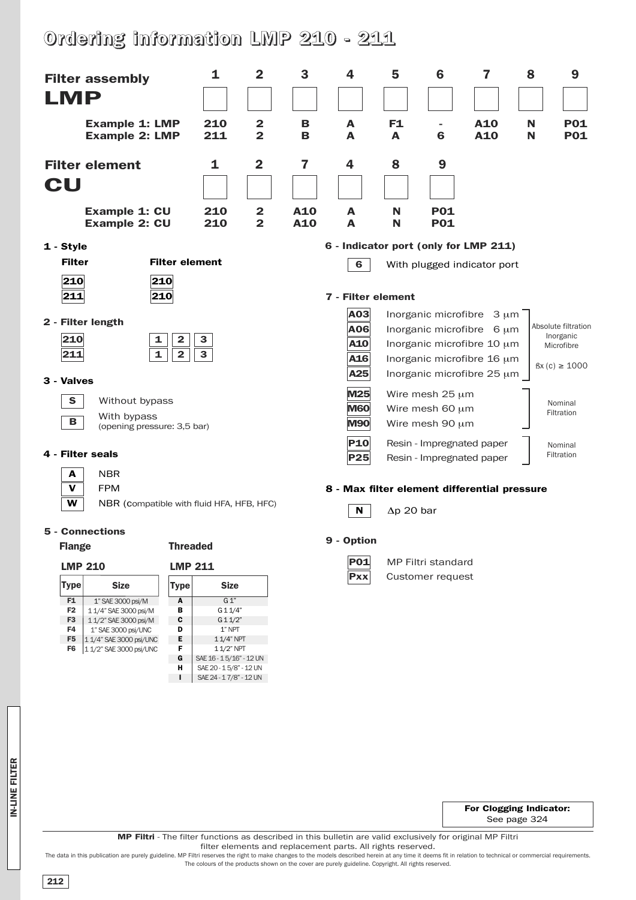# Ordering information LMP 210 - 211

## Filter assembly

**LMP**

| | 1 | 2 | 3 | 4 | 5 | 6 | 7 | 8 | 9 |
|---|---|---|---|---|---|---|---|---|---|
| **Example 1: LMP** | **210** | **2** | **B** | **A** | **F1** | **-** | **A10** | **N** | **P01** |
| **Example 2: LMP** | **211** | **2** | **B** | **A** | **A** | **6** | **A10** | **N** | **P01** |

## Filter element

**CU**

| | 1 | 2 | 7 | 4 | 8 | 9 |
|---|---|---|---|---|---|---|
| **Example 1: CU** | **210** | **2** | **A10** | **A** | **N** | **P01** |
| **Example 2: CU** | **210** | **2** | **A10** | **A** | **N** | **P01** |

### 1 - Style

| Filter | Filter element |
|---|---|
| 210 | 210 |
| 211 | 210 |

### 2 - Filter length

| | | | |
|---|---|---|---|
| 210 | 1 | 2 | 3 |
| 211 | 1 | 2 | 3 |

### 3 - Valves

- **S** Without bypass
- **B** With bypass (opening pressure: 3,5 bar)

### 4 - Filter seals

- **A** NBR
- **V** FPM
- **W** NBR (compatible with fluid HFA, HFB, HFC)

### 5 - Connections

**Flange** — LMP 210

| Type | Size |
|---|---|
| F1 | 1" SAE 3000 psi/M |
| F2 | 1 1/4" SAE 3000 psi/M |
| F3 | 1 1/2" SAE 3000 psi/M |
| F4 | 1" SAE 3000 psi/UNC |
| F5 | 1 1/4" SAE 3000 psi/UNC |
| F6 | 1 1/2" SAE 3000 psi/UNC |

**Threaded** — LMP 211

| Type | Size |
|---|---|
| A | G 1" |
| B | G 1 1/4" |
| C | G 1 1/2" |
| D | 1" NPT |
| E | 1 1/4" NPT |
| F | 1 1/2" NPT |
| G | SAE 16 - 1 5/16" - 12 UN |
| H | SAE 20 - 1 5/8" - 12 UN |
| I | SAE 24 - 1 7/8" - 12 UN |

### 6 - Indicator port (only for LMP 211)

- **6** With plugged indicator port

### 7 - Filter element

| Code | Description | Filtration |
|---|---|---|
| A03 | Inorganic microfibre 3 μm | Absolute filtration Inorganic Microfibre ßx (c) ≥ 1000 |
| A06 | Inorganic microfibre 6 μm | |
| A10 | Inorganic microfibre 10 μm | |
| A16 | Inorganic microfibre 16 μm | |
| A25 | Inorganic microfibre 25 μm | |
| M25 | Wire mesh 25 μm | Nominal Filtration |
| M60 | Wire mesh 60 μm | |
| M90 | Wire mesh 90 μm | |
| P10 | Resin - Impregnated paper | Nominal Filtration |
| P25 | Resin - Impregnated paper | |

### 8 - Max filter element differential pressure

- **N** Δp 20 bar

### 9 - Option

- **P01** MP Filtri standard
- **Pxx** Customer request

**For Clogging Indicator:** See page 324

**MP Filtri** - The filter functions as described in this bulletin are valid exclusively for original MP Filtri filter elements and replacement parts. All rights reserved.

The data in this publication are purely guideline. MP Filtri reserves the right to make changes to the models described herein at any time it deems fit in relation to technical or commercial requirements. The colours of the products shown on the cover are purely guideline. Copyright. All rights reserved.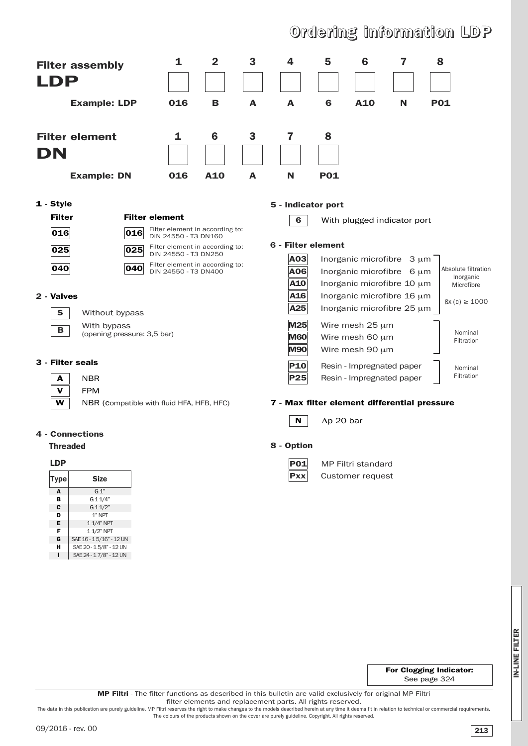# Ordering information LDP

## Filter assembly LDP

| | 1 | 2 | 3 | 4 | 5 | 6 | 7 | 8 |
|---|---|---|---|---|---|---|---|---|
| **Example: LDP** | 016 | B | A | A | 6 | A10 | N | P01 |

## Filter element DN

| | 1 | 6 | 3 | 7 | 8 |
|---|---|---|---|---|---|
| **Example: DN** | 016 | A10 | A | N | P01 |

### 1 - Style

| Filter | Filter element | |
|---|---|---|
| 016 | 016 | Filter element in according to: DIN 24550 - T3 DN160 |
| 025 | 025 | Filter element in according to: DIN 24550 - T3 DN250 |
| 040 | 040 | Filter element in according to: DIN 24550 - T3 DN400 |

### 2 - Valves

| | |
|---|---|
| S | Without bypass |
| B | With bypass (opening pressure: 3,5 bar) |

### 3 - Filter seals

| | |
|---|---|
| A | NBR |
| V | FPM |
| W | NBR (compatible with fluid HFA, HFB, HFC) |

### 4 - Connections

**Threaded**

**LDP**

| Type | Size |
|---|---|
| A | G 1" |
| B | G 1 1/4" |
| C | G 1 1/2" |
| D | 1" NPT |
| E | 1 1/4" NPT |
| F | 1 1/2" NPT |
| G | SAE 16 - 1 5/16" - 12 UN |
| H | SAE 20 - 1 5/8" - 12 UN |
| I | SAE 24 - 1 7/8" - 12 UN |

### 5 - Indicator port

| | |
|---|---|
| 6 | With plugged indicator port |

### 6 - Filter element

| | | |
|---|---|---|
| A03 | Inorganic microfibre 3 μm | Absolute filtration Inorganic Microfibre ß$x$ (c) ≥ 1000 |
| A06 | Inorganic microfibre 6 μm | |
| A10 | Inorganic microfibre 10 μm | |
| A16 | Inorganic microfibre 16 μm | |
| A25 | Inorganic microfibre 25 μm | |
| M25 | Wire mesh 25 μm | Nominal Filtration |
| M60 | Wire mesh 60 μm | |
| M90 | Wire mesh 90 μm | |
| P10 | Resin - Impregnated paper | Nominal Filtration |
| P25 | Resin - Impregnated paper | |

### 7 - Max filter element differential pressure

| | |
|---|---|
| N | Δp 20 bar |

### 8 - Option

| | |
|---|---|
| P01 | MP Filtri standard |
| Pxx | Customer request |

**For Clogging Indicator:** See page 324

IN-LINE FILTER

**MP Filtri** - The filter functions as described in this bulletin are valid exclusively for original MP Filtri filter elements and replacement parts. All rights reserved.

The data in this publication are purely guideline. MP Filtri reserves the right to make changes to the models described herein at any time it deems fit in relation to technical or commercial requirements. The colours of the products shown on the cover are purely guideline. Copyright. All rights reserved.

09/2016 - rev. 00